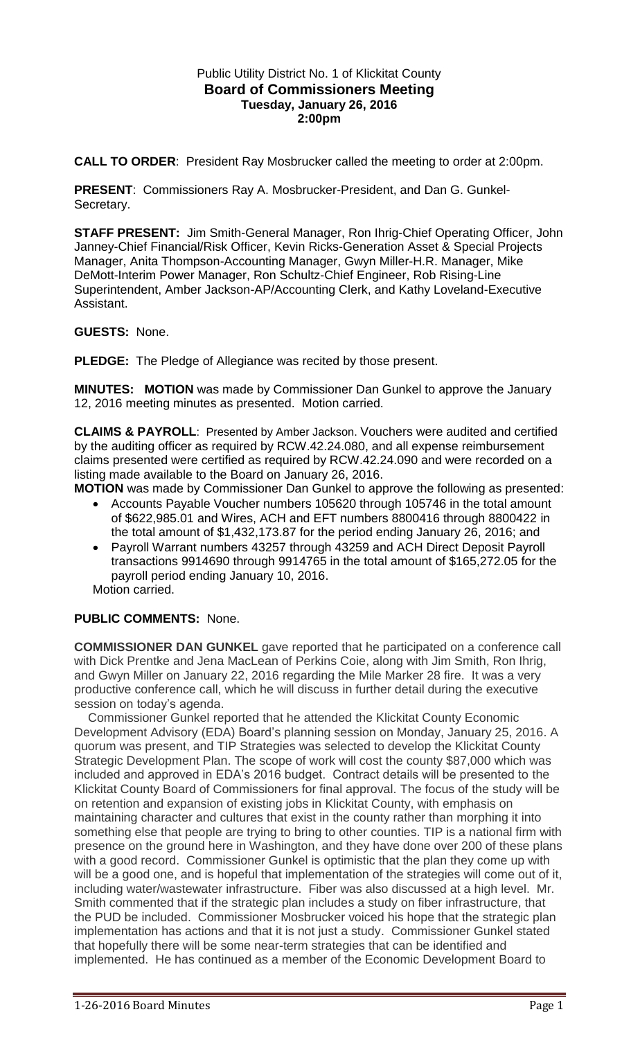Public Utility District No. 1 of Klickitat County

**Board of Commissioners Meeting**

**Tuesday, January 26, 2016**

**2:00pm**

**CALL TO ORDER**: President Ray Mosbrucker called the meeting to order at 2:00pm.

**PRESENT**: Commissioners Ray A. Mosbrucker-President, and Dan G. Gunkel-Secretary.

**STAFF PRESENT:** Jim Smith-General Manager, Ron Ihrig-Chief Operating Officer, John Janney-Chief Financial/Risk Officer, Kevin Ricks-Generation Asset & Special Projects Manager, Anita Thompson-Accounting Manager, Gwyn Miller-H.R. Manager, Mike DeMott-Interim Power Manager, Ron Schultz-Chief Engineer, Rob Rising-Line Superintendent, Amber Jackson-AP/Accounting Clerk, and Kathy Loveland-Executive Assistant.

**GUESTS:** None.

**PLEDGE:** The Pledge of Allegiance was recited by those present.

**MINUTES: MOTION** was made by Commissioner Dan Gunkel to approve the January 12, 2016 meeting minutes as presented. Motion carried.

**CLAIMS & PAYROLL**: Presented by Amber Jackson. Vouchers were audited and certified by the auditing officer as required by RCW.42.24.080, and all expense reimbursement claims presented were certified as required by RCW.42.24.090 and were recorded on a listing made available to the Board on January 26, 2016.

**MOTION** was made by Commissioner Dan Gunkel to approve the following as presented:

- Accounts Payable Voucher numbers 105620 through 105746 in the total amount of $622,985.01 and Wires, ACH and EFT numbers 8800416 through 8800422 in the total amount of $1,432,173.87 for the period ending January 26, 2016; and
- Payroll Warrant numbers 43257 through 43259 and ACH Direct Deposit Payroll transactions 9914690 through 9914765 in the total amount of $165,272.05 for the payroll period ending January 10, 2016.

Motion carried.

**PUBLIC COMMENTS:** None.

**COMMISSIONER DAN GUNKEL** gave reported that he participated on a conference call with Dick Prentke and Jena MacLean of Perkins Coie, along with Jim Smith, Ron Ihrig, and Gwyn Miller on January 22, 2016 regarding the Mile Marker 28 fire. It was a very productive conference call, which he will discuss in further detail during the executive session on today's agenda.

Commissioner Gunkel reported that he attended the Klickitat County Economic Development Advisory (EDA) Board's planning session on Monday, January 25, 2016. A quorum was present, and TIP Strategies was selected to develop the Klickitat County Strategic Development Plan. The scope of work will cost the county $87,000 which was included and approved in EDA's 2016 budget. Contract details will be presented to the Klickitat County Board of Commissioners for final approval. The focus of the study will be on retention and expansion of existing jobs in Klickitat County, with emphasis on maintaining character and cultures that exist in the county rather than morphing it into something else that people are trying to bring to other counties. TIP is a national firm with presence on the ground here in Washington, and they have done over 200 of these plans with a good record. Commissioner Gunkel is optimistic that the plan they come up with will be a good one, and is hopeful that implementation of the strategies will come out of it, including water/wastewater infrastructure. Fiber was also discussed at a high level. Mr. Smith commented that if the strategic plan includes a study on fiber infrastructure, that the PUD be included. Commissioner Mosbrucker voiced his hope that the strategic plan implementation has actions and that it is not just a study. Commissioner Gunkel stated that hopefully there will be some near-term strategies that can be identified and implemented. He has continued as a member of the Economic Development Board to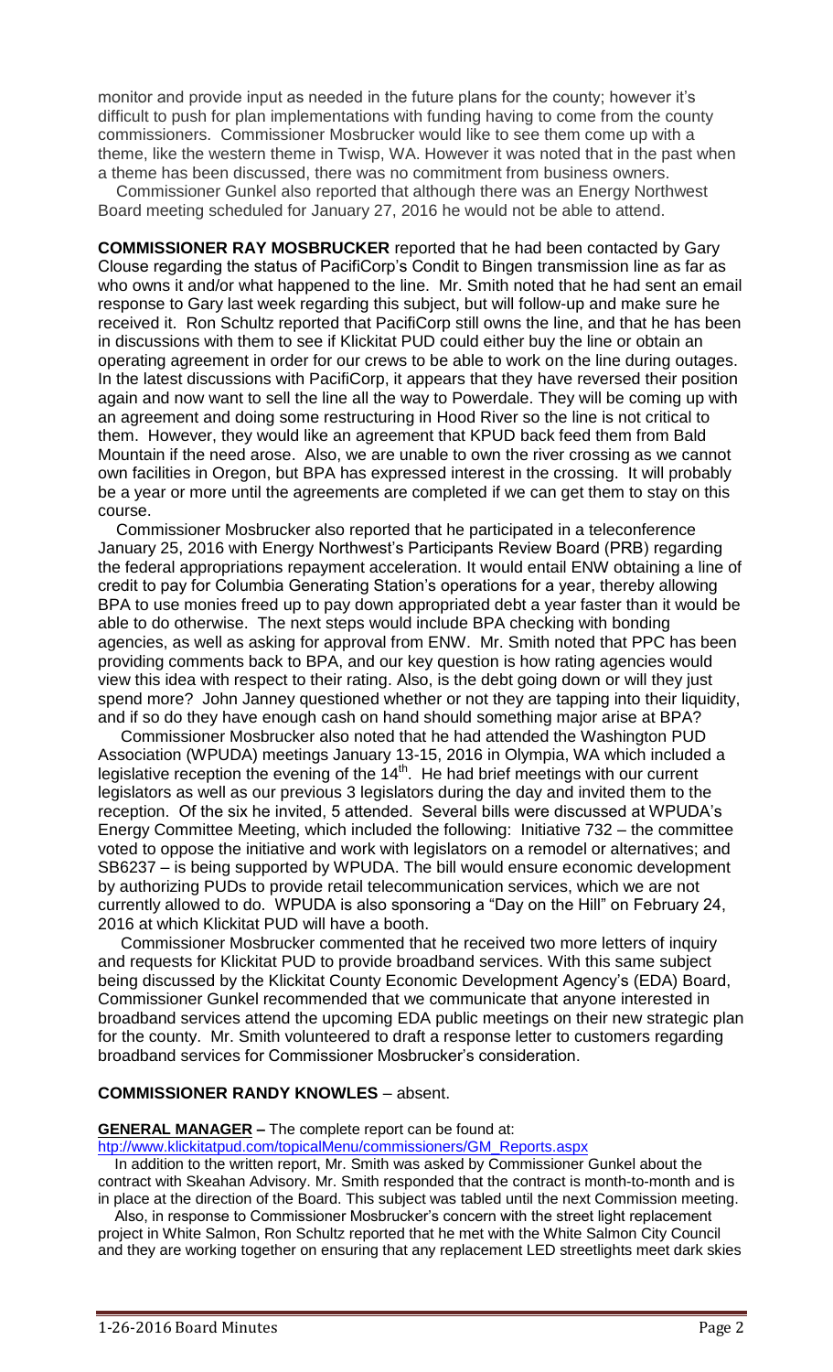monitor and provide input as needed in the future plans for the county; however it's difficult to push for plan implementations with funding having to come from the county commissioners. Commissioner Mosbrucker would like to see them come up with a theme, like the western theme in Twisp, WA. However it was noted that in the past when a theme has been discussed, there was no commitment from business owners.

Commissioner Gunkel also reported that although there was an Energy Northwest Board meeting scheduled for January 27, 2016 he would not be able to attend.

**COMMISSIONER RAY MOSBRUCKER** reported that he had been contacted by Gary Clouse regarding the status of PacifiCorp's Condit to Bingen transmission line as far as who owns it and/or what happened to the line. Mr. Smith noted that he had sent an email response to Gary last week regarding this subject, but will follow-up and make sure he received it. Ron Schultz reported that PacifiCorp still owns the line, and that he has been in discussions with them to see if Klickitat PUD could either buy the line or obtain an operating agreement in order for our crews to be able to work on the line during outages. In the latest discussions with PacifiCorp, it appears that they have reversed their position again and now want to sell the line all the way to Powerdale. They will be coming up with an agreement and doing some restructuring in Hood River so the line is not critical to them. However, they would like an agreement that KPUD back feed them from Bald Mountain if the need arose. Also, we are unable to own the river crossing as we cannot own facilities in Oregon, but BPA has expressed interest in the crossing. It will probably be a year or more until the agreements are completed if we can get them to stay on this course.

Commissioner Mosbrucker also reported that he participated in a teleconference January 25, 2016 with Energy Northwest's Participants Review Board (PRB) regarding the federal appropriations repayment acceleration. It would entail ENW obtaining a line of credit to pay for Columbia Generating Station's operations for a year, thereby allowing BPA to use monies freed up to pay down appropriated debt a year faster than it would be able to do otherwise. The next steps would include BPA checking with bonding agencies, as well as asking for approval from ENW. Mr. Smith noted that PPC has been providing comments back to BPA, and our key question is how rating agencies would view this idea with respect to their rating. Also, is the debt going down or will they just spend more? John Janney questioned whether or not they are tapping into their liquidity, and if so do they have enough cash on hand should something major arise at BPA?

Commissioner Mosbrucker also noted that he had attended the Washington PUD Association (WPUDA) meetings January 13-15, 2016 in Olympia, WA which included a legislative reception the evening of the 14th. He had brief meetings with our current legislators as well as our previous 3 legislators during the day and invited them to the reception. Of the six he invited, 5 attended. Several bills were discussed at WPUDA's Energy Committee Meeting, which included the following: Initiative 732 – the committee voted to oppose the initiative and work with legislators on a remodel or alternatives; and SB6237 – is being supported by WPUDA. The bill would ensure economic development by authorizing PUDs to provide retail telecommunication services, which we are not currently allowed to do. WPUDA is also sponsoring a "Day on the Hill" on February 24, 2016 at which Klickitat PUD will have a booth.

Commissioner Mosbrucker commented that he received two more letters of inquiry and requests for Klickitat PUD to provide broadband services. With this same subject being discussed by the Klickitat County Economic Development Agency's (EDA) Board, Commissioner Gunkel recommended that we communicate that anyone interested in broadband services attend the upcoming EDA public meetings on their new strategic plan for the county. Mr. Smith volunteered to draft a response letter to customers regarding broadband services for Commissioner Mosbrucker's consideration.

**COMMISSIONER RANDY KNOWLES** – absent.

**GENERAL MANAGER –** The complete report can be found at:
htp://www.klickitatpud.com/topicalMenu/commissioners/GM_Reports.aspx

In addition to the written report, Mr. Smith was asked by Commissioner Gunkel about the contract with Skeahan Advisory. Mr. Smith responded that the contract is month-to-month and is in place at the direction of the Board. This subject was tabled until the next Commission meeting.

Also, in response to Commissioner Mosbrucker's concern with the street light replacement project in White Salmon, Ron Schultz reported that he met with the White Salmon City Council and they are working together on ensuring that any replacement LED streetlights meet dark skies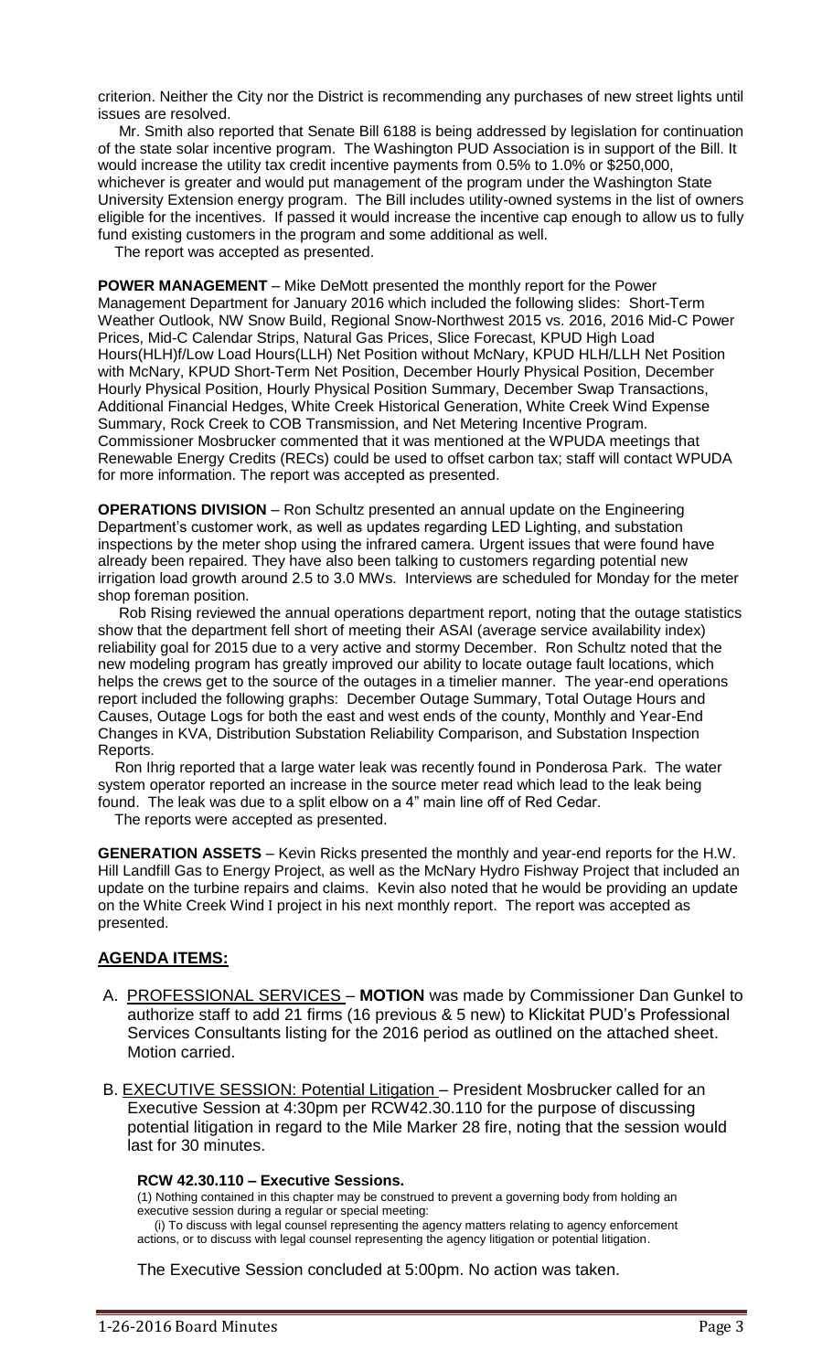criterion. Neither the City nor the District is recommending any purchases of new street lights until issues are resolved.

Mr. Smith also reported that Senate Bill 6188 is being addressed by legislation for continuation of the state solar incentive program. The Washington PUD Association is in support of the Bill. It would increase the utility tax credit incentive payments from 0.5% to 1.0% or $250,000, whichever is greater and would put management of the program under the Washington State University Extension energy program. The Bill includes utility-owned systems in the list of owners eligible for the incentives. If passed it would increase the incentive cap enough to allow us to fully fund existing customers in the program and some additional as well.

The report was accepted as presented.

**POWER MANAGEMENT** – Mike DeMott presented the monthly report for the Power Management Department for January 2016 which included the following slides: Short-Term Weather Outlook, NW Snow Build, Regional Snow-Northwest 2015 vs. 2016, 2016 Mid-C Power Prices, Mid-C Calendar Strips, Natural Gas Prices, Slice Forecast, KPUD High Load Hours(HLH)f/Low Load Hours(LLH) Net Position without McNary, KPUD HLH/LLH Net Position with McNary, KPUD Short-Term Net Position, December Hourly Physical Position, December Hourly Physical Position, Hourly Physical Position Summary, December Swap Transactions, Additional Financial Hedges, White Creek Historical Generation, White Creek Wind Expense Summary, Rock Creek to COB Transmission, and Net Metering Incentive Program. Commissioner Mosbrucker commented that it was mentioned at the WPUDA meetings that Renewable Energy Credits (RECs) could be used to offset carbon tax; staff will contact WPUDA for more information. The report was accepted as presented.

**OPERATIONS DIVISION** – Ron Schultz presented an annual update on the Engineering Department's customer work, as well as updates regarding LED Lighting, and substation inspections by the meter shop using the infrared camera. Urgent issues that were found have already been repaired. They have also been talking to customers regarding potential new irrigation load growth around 2.5 to 3.0 MWs. Interviews are scheduled for Monday for the meter shop foreman position.

Rob Rising reviewed the annual operations department report, noting that the outage statistics show that the department fell short of meeting their ASAI (average service availability index) reliability goal for 2015 due to a very active and stormy December. Ron Schultz noted that the new modeling program has greatly improved our ability to locate outage fault locations, which helps the crews get to the source of the outages in a timelier manner. The year-end operations report included the following graphs: December Outage Summary, Total Outage Hours and Causes, Outage Logs for both the east and west ends of the county, Monthly and Year-End Changes in KVA, Distribution Substation Reliability Comparison, and Substation Inspection Reports.

Ron Ihrig reported that a large water leak was recently found in Ponderosa Park. The water system operator reported an increase in the source meter read which lead to the leak being found. The leak was due to a split elbow on a 4" main line off of Red Cedar.

The reports were accepted as presented.

**GENERATION ASSETS** – Kevin Ricks presented the monthly and year-end reports for the H.W. Hill Landfill Gas to Energy Project, as well as the McNary Hydro Fishway Project that included an update on the turbine repairs and claims. Kevin also noted that he would be providing an update on the White Creek Wind I project in his next monthly report. The report was accepted as presented.

## AGENDA ITEMS:

A. PROFESSIONAL SERVICES – **MOTION** was made by Commissioner Dan Gunkel to authorize staff to add 21 firms (16 previous & 5 new) to Klickitat PUD's Professional Services Consultants listing for the 2016 period as outlined on the attached sheet. Motion carried.

B. EXECUTIVE SESSION: Potential Litigation – President Mosbrucker called for an Executive Session at 4:30pm per RCW42.30.110 for the purpose of discussing potential litigation in regard to the Mile Marker 28 fire, noting that the session would last for 30 minutes.

**RCW 42.30.110 – Executive Sessions.**

(1) Nothing contained in this chapter may be construed to prevent a governing body from holding an executive session during a regular or special meeting:

(i) To discuss with legal counsel representing the agency matters relating to agency enforcement actions, or to discuss with legal counsel representing the agency litigation or potential litigation.

The Executive Session concluded at 5:00pm. No action was taken.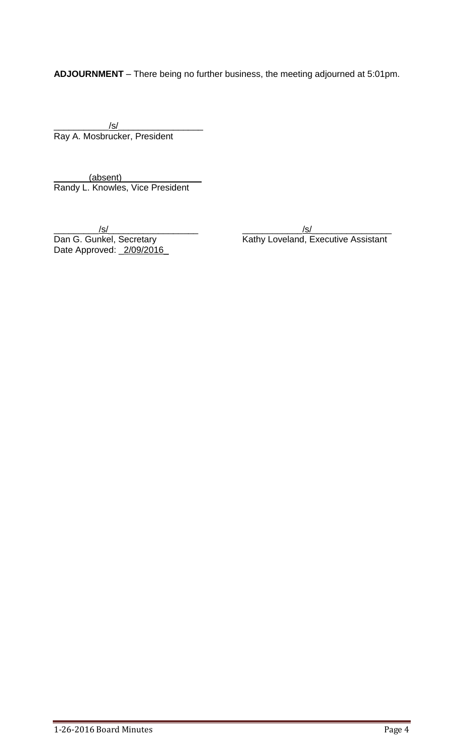**ADJOURNMENT** – There being no further business, the meeting adjourned at 5:01pm.

\_\_\_\_\_\_\_\_\_\_\_/s/\_\_\_\_\_\_\_\_\_\_\_\_\_\_\_\_\_
Ray A. Mosbrucker, President

\_\_\_\_\_\_\_(absent)\_\_\_\_\_\_\_\_\_\_\_\_\_\_\_\_
Randy L. Knowles, Vice President

\_\_\_\_\_\_\_\_\_/s/\_\_\_\_\_\_\_\_\_\_\_\_\_\_\_\_\_\_
Dan G. Gunkel, Secretary
Date Approved: \_2/09/2016\_

\_\_\_\_\_\_\_\_\_\_\_\_/s/\_\_\_\_\_\_\_\_\_\_\_\_\_\_\_\_
Kathy Loveland, Executive Assistant